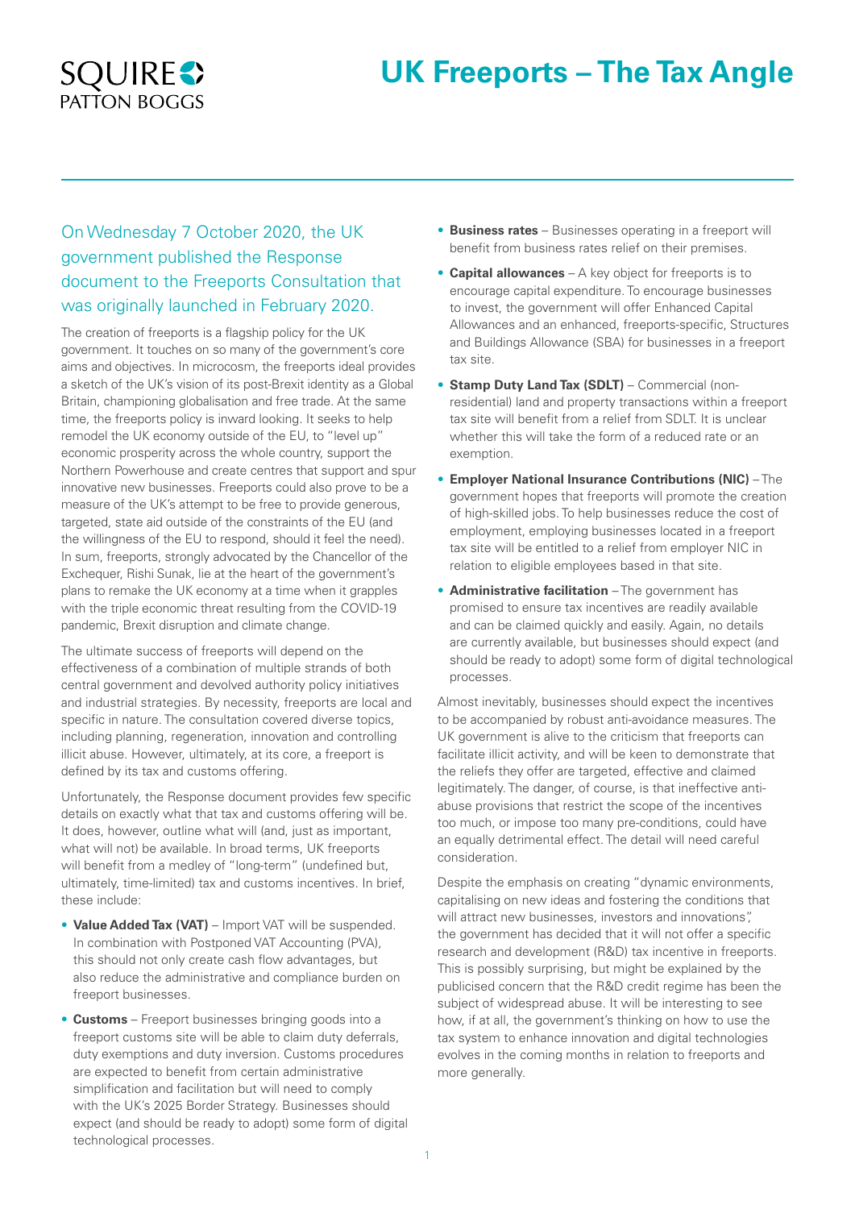# UK Freeports – The Tax Angle

On Wednesday 7 October 2020, the UK government published the Response document to the Freeports Consultation that was originally launched in February 2020.

The creation of freeports is a flagship policy for the UK government. It touches on so many of the government's core aims and objectives. In microcosm, the freeports ideal provides a sketch of the UK's vision of its post-Brexit identity as a Global Britain, championing globalisation and free trade. At the same time, the freeports policy is inward looking. It seeks to help remodel the UK economy outside of the EU, to "level up" economic prosperity across the whole country, support the Northern Powerhouse and create centres that support and spur innovative new businesses. Freeports could also prove to be a measure of the UK's attempt to be free to provide generous, targeted, state aid outside of the constraints of the EU (and the willingness of the EU to respond, should it feel the need). In sum, freeports, strongly advocated by the Chancellor of the Exchequer, Rishi Sunak, lie at the heart of the government's plans to remake the UK economy at a time when it grapples with the triple economic threat resulting from the COVID-19 pandemic, Brexit disruption and climate change.

The ultimate success of freeports will depend on the effectiveness of a combination of multiple strands of both central government and devolved authority policy initiatives and industrial strategies. By necessity, freeports are local and specific in nature. The consultation covered diverse topics, including planning, regeneration, innovation and controlling illicit abuse. However, ultimately, at its core, a freeport is defined by its tax and customs offering.

Unfortunately, the Response document provides few specific details on exactly what that tax and customs offering will be. It does, however, outline what will (and, just as important, what will not) be available. In broad terms, UK freeports will benefit from a medley of "long-term" (undefined but, ultimately, time-limited) tax and customs incentives. In brief, these include:

- **Value Added Tax (VAT)** – Import VAT will be suspended. In combination with Postponed VAT Accounting (PVA), this should not only create cash flow advantages, but also reduce the administrative and compliance burden on freeport businesses.
- **Customs** – Freeport businesses bringing goods into a freeport customs site will be able to claim duty deferrals, duty exemptions and duty inversion. Customs procedures are expected to benefit from certain administrative simplification and facilitation but will need to comply with the UK's 2025 Border Strategy. Businesses should expect (and should be ready to adopt) some form of digital technological processes.
- **Business rates** – Businesses operating in a freeport will benefit from business rates relief on their premises.
- **Capital allowances** – A key object for freeports is to encourage capital expenditure. To encourage businesses to invest, the government will offer Enhanced Capital Allowances and an enhanced, freeports-specific, Structures and Buildings Allowance (SBA) for businesses in a freeport tax site.
- **Stamp Duty Land Tax (SDLT)** – Commercial (non-residential) land and property transactions within a freeport tax site will benefit from a relief from SDLT. It is unclear whether this will take the form of a reduced rate or an exemption.
- **Employer National Insurance Contributions (NIC)** – The government hopes that freeports will promote the creation of high-skilled jobs. To help businesses reduce the cost of employment, employing businesses located in a freeport tax site will be entitled to a relief from employer NIC in relation to eligible employees based in that site.
- **Administrative facilitation** – The government has promised to ensure tax incentives are readily available and can be claimed quickly and easily. Again, no details are currently available, but businesses should expect (and should be ready to adopt) some form of digital technological processes.

Almost inevitably, businesses should expect the incentives to be accompanied by robust anti-avoidance measures. The UK government is alive to the criticism that freeports can facilitate illicit activity, and will be keen to demonstrate that the reliefs they offer are targeted, effective and claimed legitimately. The danger, of course, is that ineffective anti-abuse provisions that restrict the scope of the incentives too much, or impose too many pre-conditions, could have an equally detrimental effect. The detail will need careful consideration.

Despite the emphasis on creating "dynamic environments, capitalising on new ideas and fostering the conditions that will attract new businesses, investors and innovations", the government has decided that it will not offer a specific research and development (R&D) tax incentive in freeports. This is possibly surprising, but might be explained by the publicised concern that the R&D credit regime has been the subject of widespread abuse. It will be interesting to see how, if at all, the government's thinking on how to use the tax system to enhance innovation and digital technologies evolves in the coming months in relation to freeports and more generally.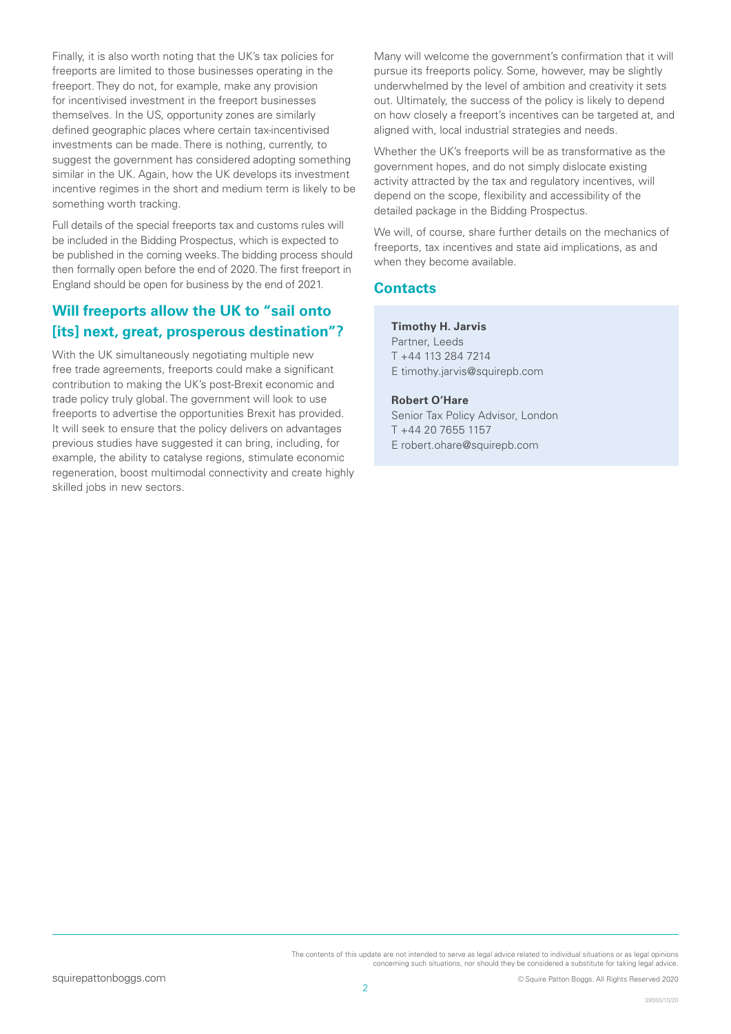Finally, it is also worth noting that the UK's tax policies for freeports are limited to those businesses operating in the freeport. They do not, for example, make any provision for incentivised investment in the freeport businesses themselves. In the US, opportunity zones are similarly defined geographic places where certain tax-incentivised investments can be made. There is nothing, currently, to suggest the government has considered adopting something similar in the UK. Again, how the UK develops its investment incentive regimes in the short and medium term is likely to be something worth tracking.

Full details of the special freeports tax and customs rules will be included in the Bidding Prospectus, which is expected to be published in the coming weeks. The bidding process should then formally open before the end of 2020. The first freeport in England should be open for business by the end of 2021.

## Will freeports allow the UK to "sail onto [its] next, great, prosperous destination"?

With the UK simultaneously negotiating multiple new free trade agreements, freeports could make a significant contribution to making the UK's post-Brexit economic and trade policy truly global. The government will look to use freeports to advertise the opportunities Brexit has provided. It will seek to ensure that the policy delivers on advantages previous studies have suggested it can bring, including, for example, the ability to catalyse regions, stimulate economic regeneration, boost multimodal connectivity and create highly skilled jobs in new sectors.

Many will welcome the government's confirmation that it will pursue its freeports policy. Some, however, may be slightly underwhelmed by the level of ambition and creativity it sets out. Ultimately, the success of the policy is likely to depend on how closely a freeport's incentives can be targeted at, and aligned with, local industrial strategies and needs.

Whether the UK's freeports will be as transformative as the government hopes, and do not simply dislocate existing activity attracted by the tax and regulatory incentives, will depend on the scope, flexibility and accessibility of the detailed package in the Bidding Prospectus.

We will, of course, share further details on the mechanics of freeports, tax incentives and state aid implications, as and when they become available.

## Contacts

**Timothy H. Jarvis**
Partner, Leeds
T +44 113 284 7214
E timothy.jarvis@squirepb.com

**Robert O'Hare**
Senior Tax Policy Advisor, London
T +44 20 7655 1157
E robert.ohare@squirepb.com

The contents of this update are not intended to serve as legal advice related to individual situations or as legal opinions concerning such situations, nor should they be considered a substitute for taking legal advice.

squirepattonboggs.com

© Squire Patton Boggs. All Rights Reserved 2020

39555/10/20